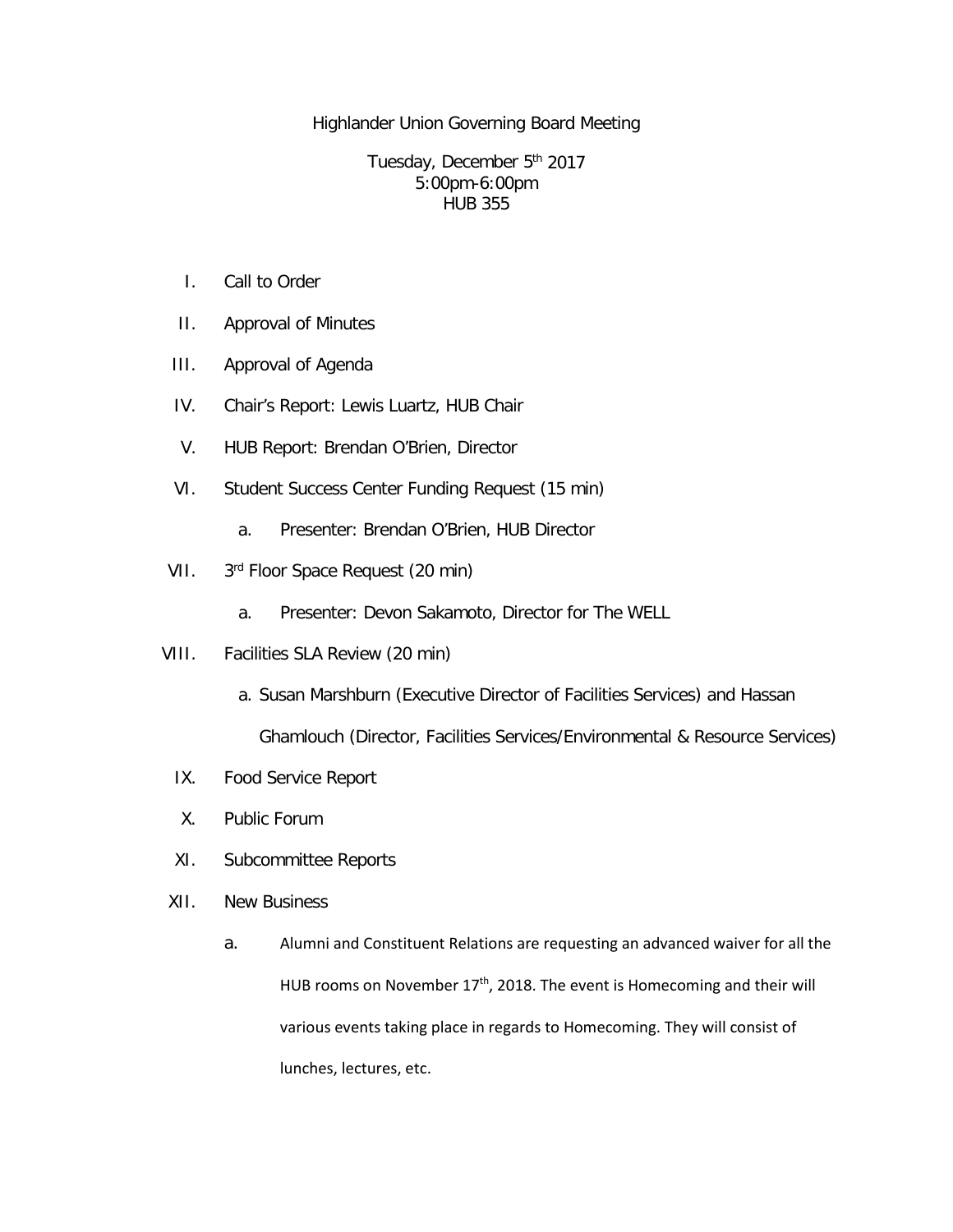# Highlander Union Governing Board Meeting

Tuesday, December 5th 2017
5:00pm-6:00pm
HUB 355

I. Call to Order

II. Approval of Minutes

III. Approval of Agenda

IV. Chair's Report: Lewis Luartz, HUB Chair

V. HUB Report: Brendan O'Brien, Director

VI. Student Success Center Funding Request (15 min)

   a. Presenter: Brendan O'Brien, HUB Director

VII. 3rd Floor Space Request (20 min)

   a. Presenter: Devon Sakamoto, Director for The WELL

VIII. Facilities SLA Review (20 min)

   a. Susan Marshburn (Executive Director of Facilities Services) and Hassan Ghamlouch (Director, Facilities Services/Environmental & Resource Services)

IX. Food Service Report

X. Public Forum

XI. Subcommittee Reports

XII. New Business

   a. Alumni and Constituent Relations are requesting an advanced waiver for all the HUB rooms on November 17th, 2018. The event is Homecoming and their will various events taking place in regards to Homecoming. They will consist of lunches, lectures, etc.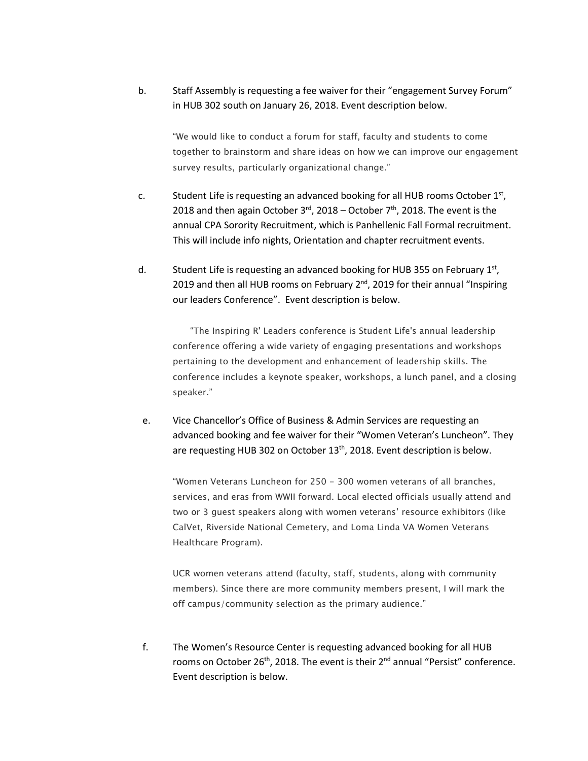b. Staff Assembly is requesting a fee waiver for their "engagement Survey Forum" in HUB 302 south on January 26, 2018. Event description below.

> "We would like to conduct a forum for staff, faculty and students to come together to brainstorm and share ideas on how we can improve our engagement survey results, particularly organizational change."

c. Student Life is requesting an advanced booking for all HUB rooms October 1st, 2018 and then again October 3rd, 2018 – October 7th, 2018. The event is the annual CPA Sorority Recruitment, which is Panhellenic Fall Formal recruitment. This will include info nights, Orientation and chapter recruitment events.

d. Student Life is requesting an advanced booking for HUB 355 on February 1st, 2019 and then all HUB rooms on February 2nd, 2019 for their annual "Inspiring our leaders Conference". Event description is below.

> "The Inspiring R' Leaders conference is Student Life's annual leadership conference offering a wide variety of engaging presentations and workshops pertaining to the development and enhancement of leadership skills. The conference includes a keynote speaker, workshops, a lunch panel, and a closing speaker."

e. Vice Chancellor's Office of Business & Admin Services are requesting an advanced booking and fee waiver for their "Women Veteran's Luncheon". They are requesting HUB 302 on October 13th, 2018. Event description is below.

> "Women Veterans Luncheon for 250 - 300 women veterans of all branches, services, and eras from WWII forward. Local elected officials usually attend and two or 3 guest speakers along with women veterans' resource exhibitors (like CalVet, Riverside National Cemetery, and Loma Linda VA Women Veterans Healthcare Program).
>
> UCR women veterans attend (faculty, staff, students, along with community members). Since there are more community members present, I will mark the off campus/community selection as the primary audience."

f. The Women's Resource Center is requesting advanced booking for all HUB rooms on October 26th, 2018. The event is their 2nd annual "Persist" conference. Event description is below.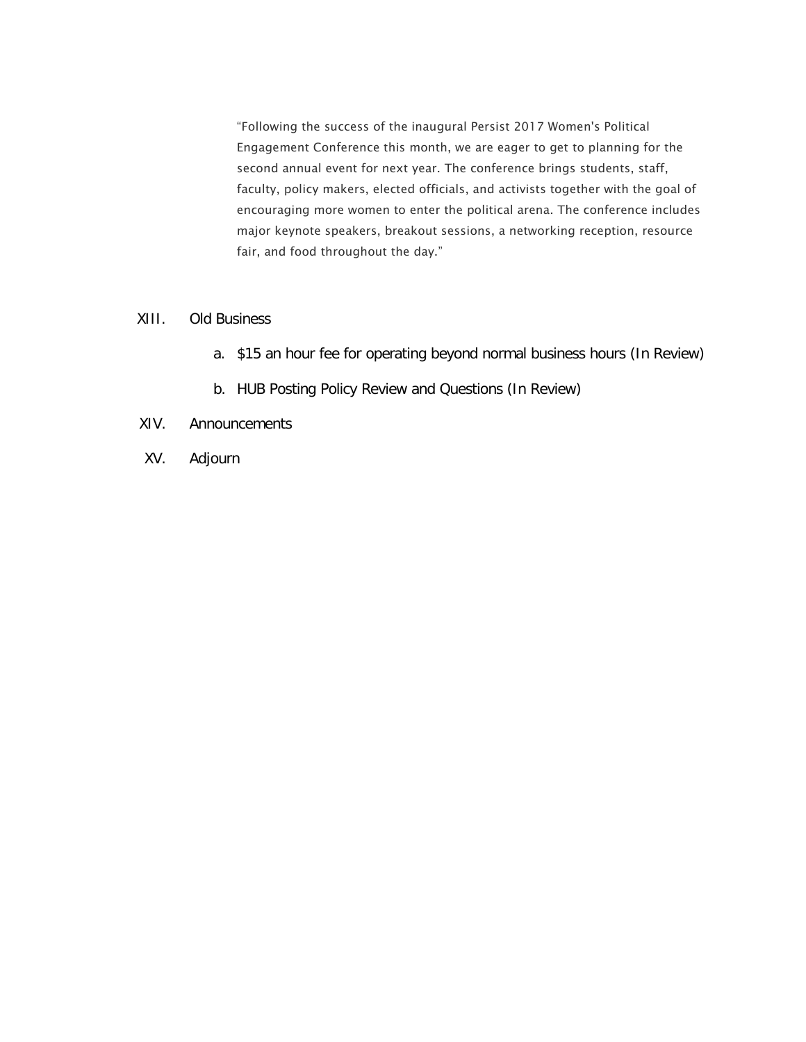> "Following the success of the inaugural Persist 2017 Women's Political Engagement Conference this month, we are eager to get to planning for the second annual event for next year. The conference brings students, staff, faculty, policy makers, elected officials, and activists together with the goal of encouraging more women to enter the political arena. The conference includes major keynote speakers, breakout sessions, a networking reception, resource fair, and food throughout the day."

XIII. Old Business

   a. $15 an hour fee for operating beyond normal business hours (In Review)

   b. HUB Posting Policy Review and Questions (In Review)

XIV. Announcements

XV. Adjourn